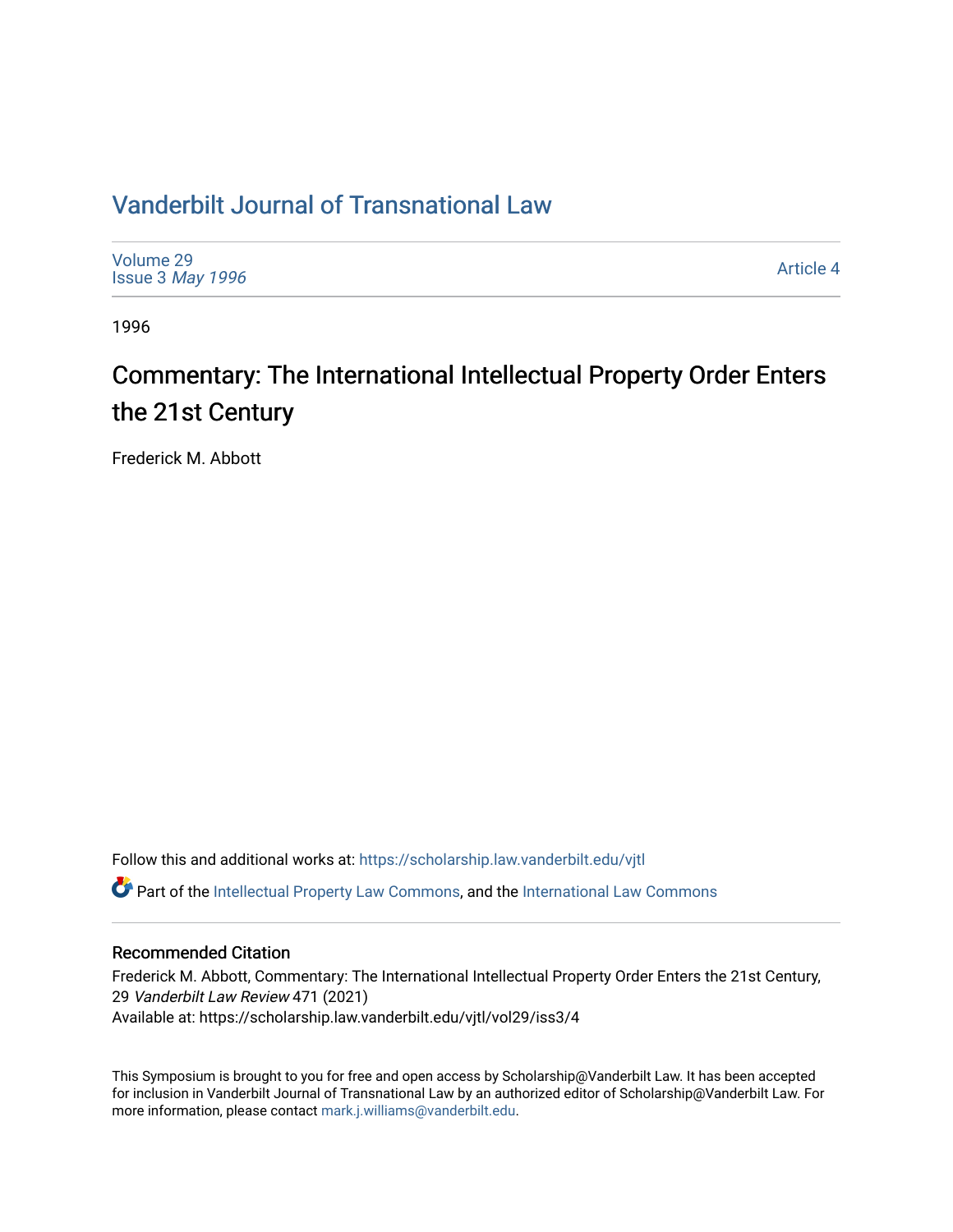# Vanderbilt Journal of Transnational Law

Volume 29
Issue 3 *May 1996*

Article 4

1996

## Commentary: The International Intellectual Property Order Enters the 21st Century

Frederick M. Abbott

Follow this and additional works at: https://scholarship.law.vanderbilt.edu/vjtl

Part of the Intellectual Property Law Commons, and the International Law Commons

### Recommended Citation

Frederick M. Abbott, Commentary: The International Intellectual Property Order Enters the 21st Century, 29 *Vanderbilt Law Review* 471 (2021)
Available at: https://scholarship.law.vanderbilt.edu/vjtl/vol29/iss3/4

This Symposium is brought to you for free and open access by Scholarship@Vanderbilt Law. It has been accepted for inclusion in Vanderbilt Journal of Transnational Law by an authorized editor of Scholarship@Vanderbilt Law. For more information, please contact mark.j.williams@vanderbilt.edu.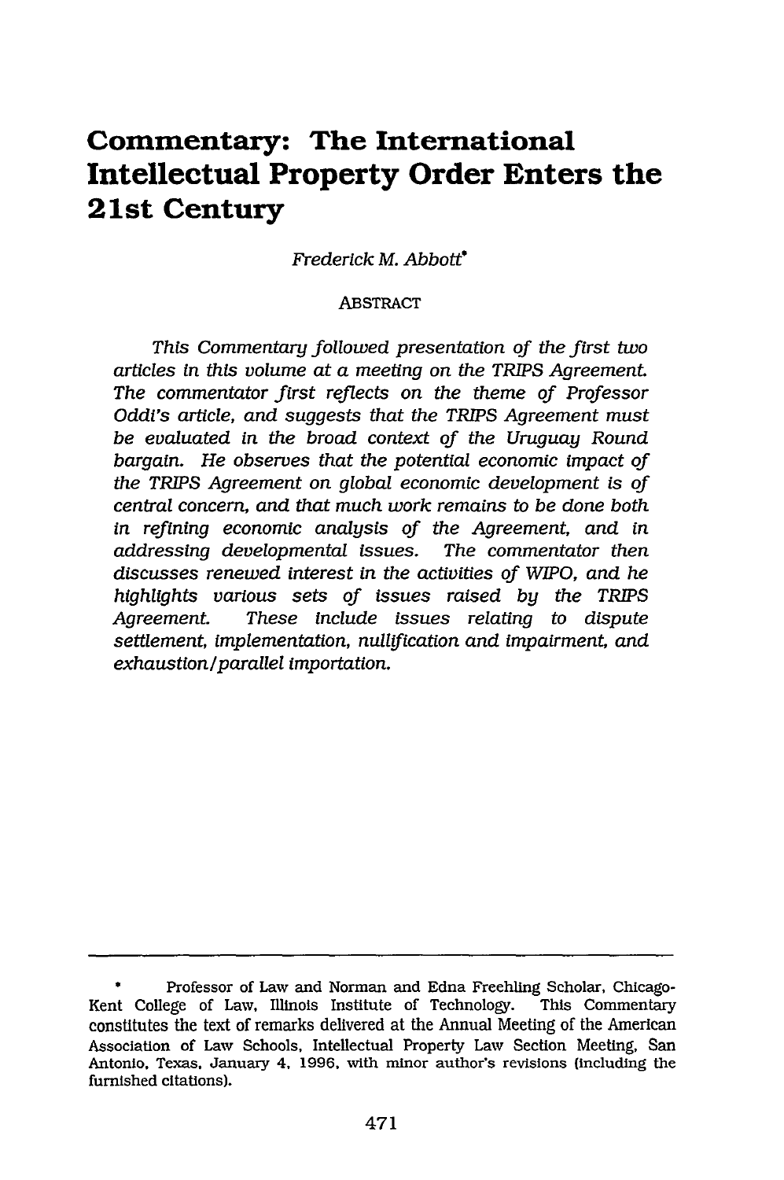# Commentary: The International Intellectual Property Order Enters the 21st Century

*Frederick M. Abbott*[*]

ABSTRACT

*This Commentary followed presentation of the first two articles in this volume at a meeting on the TRIPS Agreement. The commentator first reflects on the theme of Professor Oddi's article, and suggests that the TRIPS Agreement must be evaluated in the broad context of the Uruguay Round bargain. He observes that the potential economic impact of the TRIPS Agreement on global economic development is of central concern, and that much work remains to be done both in refining economic analysis of the Agreement, and in addressing developmental issues. The commentator then discusses renewed interest in the activities of WIPO, and he highlights various sets of issues raised by the TRIPS Agreement. These include issues relating to dispute settlement, implementation, nullification and impairment, and exhaustion/parallel importation.*

---

[*] Professor of Law and Norman and Edna Freehling Scholar, Chicago-Kent College of Law, Illinois Institute of Technology. This Commentary constitutes the text of remarks delivered at the Annual Meeting of the American Association of Law Schools, Intellectual Property Law Section Meeting, San Antonio, Texas, January 4, 1996, with minor author's revisions (including the furnished citations).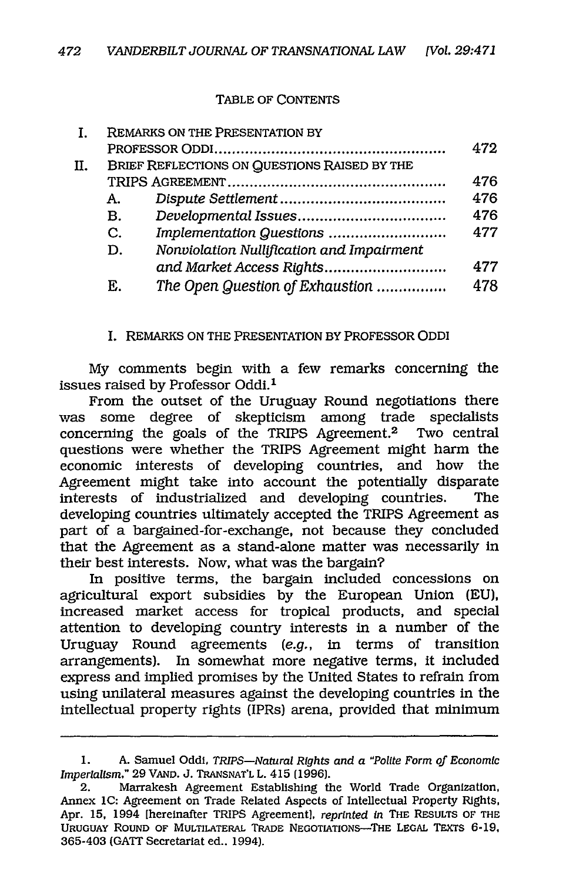TABLE OF CONTENTS

| | | |
|---|---|---|
| I. | REMARKS ON THE PRESENTATION BY PROFESSOR ODDI | 472 |
| II. | BRIEF REFLECTIONS ON QUESTIONS RAISED BY THE TRIPS AGREEMENT | 476 |
| | A. *Dispute Settlement* | 476 |
| | B. *Developmental Issues* | 476 |
| | C. *Implementation Questions* | 477 |
| | D. *Nonviolation Nullification and Impairment and Market Access Rights* | 477 |
| | E. *The Open Question of Exhaustion* | 478 |

## I. REMARKS ON THE PRESENTATION BY PROFESSOR ODDI

My comments begin with a few remarks concerning the issues raised by Professor Oddi.[1]

From the outset of the Uruguay Round negotiations there was some degree of skepticism among trade specialists concerning the goals of the TRIPS Agreement.[2] Two central questions were whether the TRIPS Agreement might harm the economic interests of developing countries, and how the Agreement might take into account the potentially disparate interests of industrialized and developing countries. The developing countries ultimately accepted the TRIPS Agreement as part of a bargained-for-exchange, not because they concluded that the Agreement as a stand-alone matter was necessarily in their best interests. Now, what was the bargain?

In positive terms, the bargain included concessions on agricultural export subsidies by the European Union (EU), increased market access for tropical products, and special attention to developing country interests in a number of the Uruguay Round agreements (*e.g.*, in terms of transition arrangements). In somewhat more negative terms, it included express and implied promises by the United States to refrain from using unilateral measures against the developing countries in the intellectual property rights (IPRs) arena, provided that minimum

---

1. A. Samuel Oddi, *TRIPS—Natural Rights and a "Polite Form of Economic Imperialism,"* 29 VAND. J. TRANSNAT'L L. 415 (1996).

2. Marrakesh Agreement Establishing the World Trade Organization, Annex 1C: Agreement on Trade Related Aspects of Intellectual Property Rights, Apr. 15, 1994 [hereinafter TRIPS Agreement], *reprinted in* THE RESULTS OF THE URUGUAY ROUND OF MULTILATERAL TRADE NEGOTIATIONS—THE LEGAL TEXTS 6-19, 365-403 (GATT Secretariat ed.. 1994).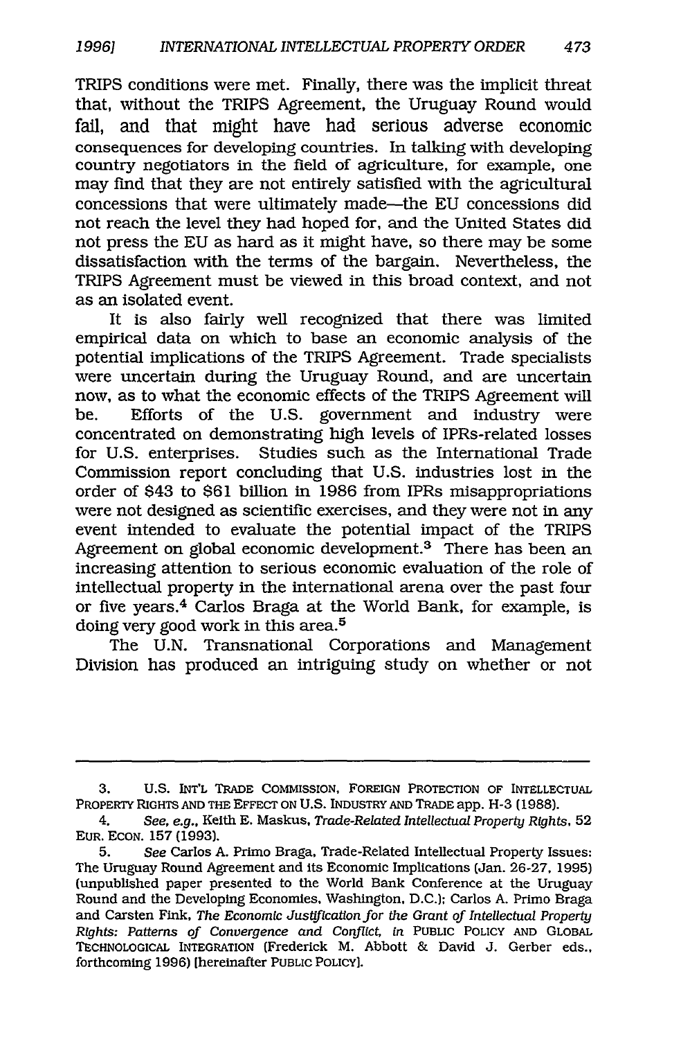TRIPS conditions were met. Finally, there was the implicit threat that, without the TRIPS Agreement, the Uruguay Round would fail, and that might have had serious adverse economic consequences for developing countries. In talking with developing country negotiators in the field of agriculture, for example, one may find that they are not entirely satisfied with the agricultural concessions that were ultimately made—the EU concessions did not reach the level they had hoped for, and the United States did not press the EU as hard as it might have, so there may be some dissatisfaction with the terms of the bargain. Nevertheless, the TRIPS Agreement must be viewed in this broad context, and not as an isolated event.

It is also fairly well recognized that there was limited empirical data on which to base an economic analysis of the potential implications of the TRIPS Agreement. Trade specialists were uncertain during the Uruguay Round, and are uncertain now, as to what the economic effects of the TRIPS Agreement will be. Efforts of the U.S. government and industry were concentrated on demonstrating high levels of IPRs-related losses for U.S. enterprises. Studies such as the International Trade Commission report concluding that U.S. industries lost in the order of $43 to $61 billion in 1986 from IPRs misappropriations were not designed as scientific exercises, and they were not in any event intended to evaluate the potential impact of the TRIPS Agreement on global economic development.[3] There has been an increasing attention to serious economic evaluation of the role of intellectual property in the international arena over the past four or five years.[4] Carlos Braga at the World Bank, for example, is doing very good work in this area.[5]

The U.N. Transnational Corporations and Management Division has produced an intriguing study on whether or not

---

3. U.S. INT'L TRADE COMMISSION, FOREIGN PROTECTION OF INTELLECTUAL PROPERTY RIGHTS AND THE EFFECT ON U.S. INDUSTRY AND TRADE app. H-3 (1988).

4. *See, e.g.*, Keith E. Maskus, *Trade-Related Intellectual Property Rights*, 52 EUR. ECON. 157 (1993).

5. *See* Carlos A. Primo Braga, Trade-Related Intellectual Property Issues: The Uruguay Round Agreement and its Economic Implications (Jan. 26-27, 1995) (unpublished paper presented to the World Bank Conference at the Uruguay Round and the Developing Economies, Washington, D.C.); Carlos A. Primo Braga and Carsten Fink, *The Economic Justification for the Grant of Intellectual Property Rights: Patterns of Convergence and Conflict*, *in* PUBLIC POLICY AND GLOBAL TECHNOLOGICAL INTEGRATION (Frederick M. Abbott & David J. Gerber eds., forthcoming 1996) [hereinafter PUBLIC POLICY].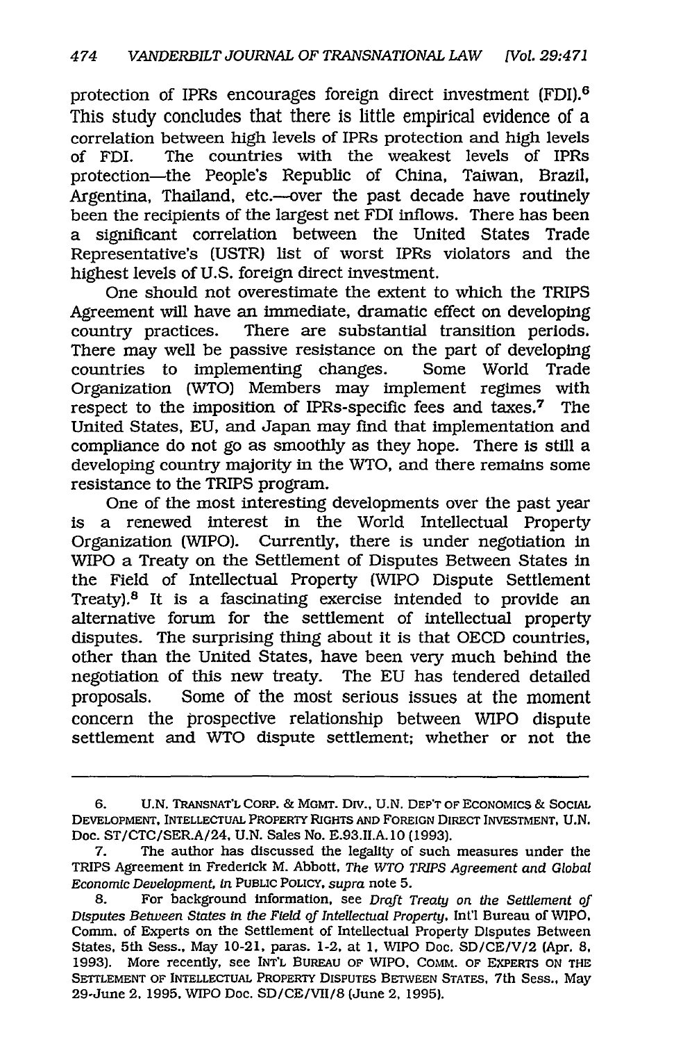protection of IPRs encourages foreign direct investment (FDI).[6] This study concludes that there is little empirical evidence of a correlation between high levels of IPRs protection and high levels of FDI. The countries with the weakest levels of IPRs protection—the People's Republic of China, Taiwan, Brazil, Argentina, Thailand, etc.—over the past decade have routinely been the recipients of the largest net FDI inflows. There has been a significant correlation between the United States Trade Representative's (USTR) list of worst IPRs violators and the highest levels of U.S. foreign direct investment.

One should not overestimate the extent to which the TRIPS Agreement will have an immediate, dramatic effect on developing country practices. There are substantial transition periods. There may well be passive resistance on the part of developing countries to implementing changes. Some World Trade Organization (WTO) Members may implement regimes with respect to the imposition of IPRs-specific fees and taxes.[7] The United States, EU, and Japan may find that implementation and compliance do not go as smoothly as they hope. There is still a developing country majority in the WTO, and there remains some resistance to the TRIPS program.

One of the most interesting developments over the past year is a renewed interest in the World Intellectual Property Organization (WIPO). Currently, there is under negotiation in WIPO a Treaty on the Settlement of Disputes Between States in the Field of Intellectual Property (WIPO Dispute Settlement Treaty).[8] It is a fascinating exercise intended to provide an alternative forum for the settlement of intellectual property disputes. The surprising thing about it is that OECD countries, other than the United States, have been very much behind the negotiation of this new treaty. The EU has tendered detailed proposals. Some of the most serious issues at the moment concern the prospective relationship between WIPO dispute settlement and WTO dispute settlement; whether or not the

---

6. U.N. TRANSNAT'L CORP. & MGMT. DIV., U.N. DEP'T OF ECONOMICS & SOCIAL DEVELOPMENT, INTELLECTUAL PROPERTY RIGHTS AND FOREIGN DIRECT INVESTMENT, U.N. Doc. ST/CTC/SER.A/24, U.N. Sales No. E.93.II.A.10 (1993).

7. The author has discussed the legality of such measures under the TRIPS Agreement in Frederick M. Abbott, *The WTO TRIPS Agreement and Global Economic Development*, *in* PUBLIC POLICY, *supra* note 5.

8. For background information, see *Draft Treaty on the Settlement of Disputes Between States in the Field of Intellectual Property*, Int'l Bureau of WIPO, Comm. of Experts on the Settlement of Intellectual Property Disputes Between States, 5th Sess., May 10-21, paras. 1-2, at 1, WIPO Doc. SD/CE/V/2 (Apr. 8, 1993). More recently, see INT'L BUREAU OF WIPO, COMM. OF EXPERTS ON THE SETTLEMENT OF INTELLECTUAL PROPERTY DISPUTES BETWEEN STATES, 7th Sess., May 29-June 2, 1995, WIPO Doc. SD/CE/VII/8 (June 2, 1995).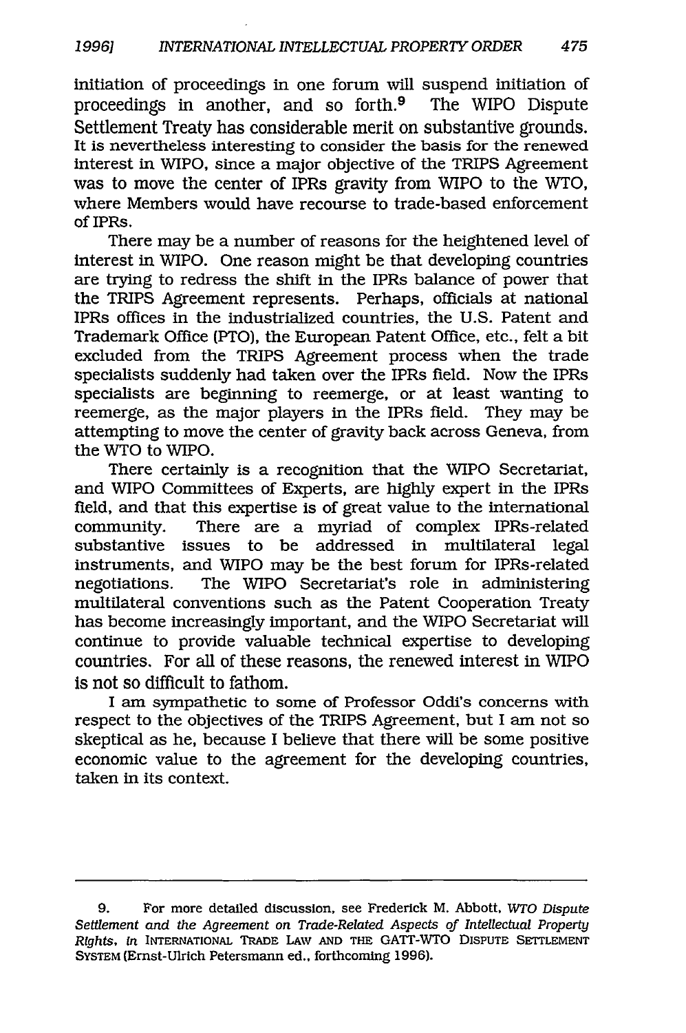initiation of proceedings in one forum will suspend initiation of proceedings in another, and so forth.[9] The WIPO Dispute Settlement Treaty has considerable merit on substantive grounds. It is nevertheless interesting to consider the basis for the renewed interest in WIPO, since a major objective of the TRIPS Agreement was to move the center of IPRs gravity from WIPO to the WTO, where Members would have recourse to trade-based enforcement of IPRs.

There may be a number of reasons for the heightened level of interest in WIPO. One reason might be that developing countries are trying to redress the shift in the IPRs balance of power that the TRIPS Agreement represents. Perhaps, officials at national IPRs offices in the industrialized countries, the U.S. Patent and Trademark Office (PTO), the European Patent Office, etc., felt a bit excluded from the TRIPS Agreement process when the trade specialists suddenly had taken over the IPRs field. Now the IPRs specialists are beginning to reemerge, or at least wanting to reemerge, as the major players in the IPRs field. They may be attempting to move the center of gravity back across Geneva, from the WTO to WIPO.

There certainly is a recognition that the WIPO Secretariat, and WIPO Committees of Experts, are highly expert in the IPRs field, and that this expertise is of great value to the international community. There are a myriad of complex IPRs-related substantive issues to be addressed in multilateral legal instruments, and WIPO may be the best forum for IPRs-related negotiations. The WIPO Secretariat's role in administering multilateral conventions such as the Patent Cooperation Treaty has become increasingly important, and the WIPO Secretariat will continue to provide valuable technical expertise to developing countries. For all of these reasons, the renewed interest in WIPO is not so difficult to fathom.

I am sympathetic to some of Professor Oddi's concerns with respect to the objectives of the TRIPS Agreement, but I am not so skeptical as he, because I believe that there will be some positive economic value to the agreement for the developing countries, taken in its context.

---

9. For more detailed discussion, see Frederick M. Abbott, *WTO Dispute Settlement and the Agreement on Trade-Related Aspects of Intellectual Property Rights*, *in* INTERNATIONAL TRADE LAW AND THE GATT-WTO DISPUTE SETTLEMENT SYSTEM (Ernst-Ulrich Petersmann ed., forthcoming 1996).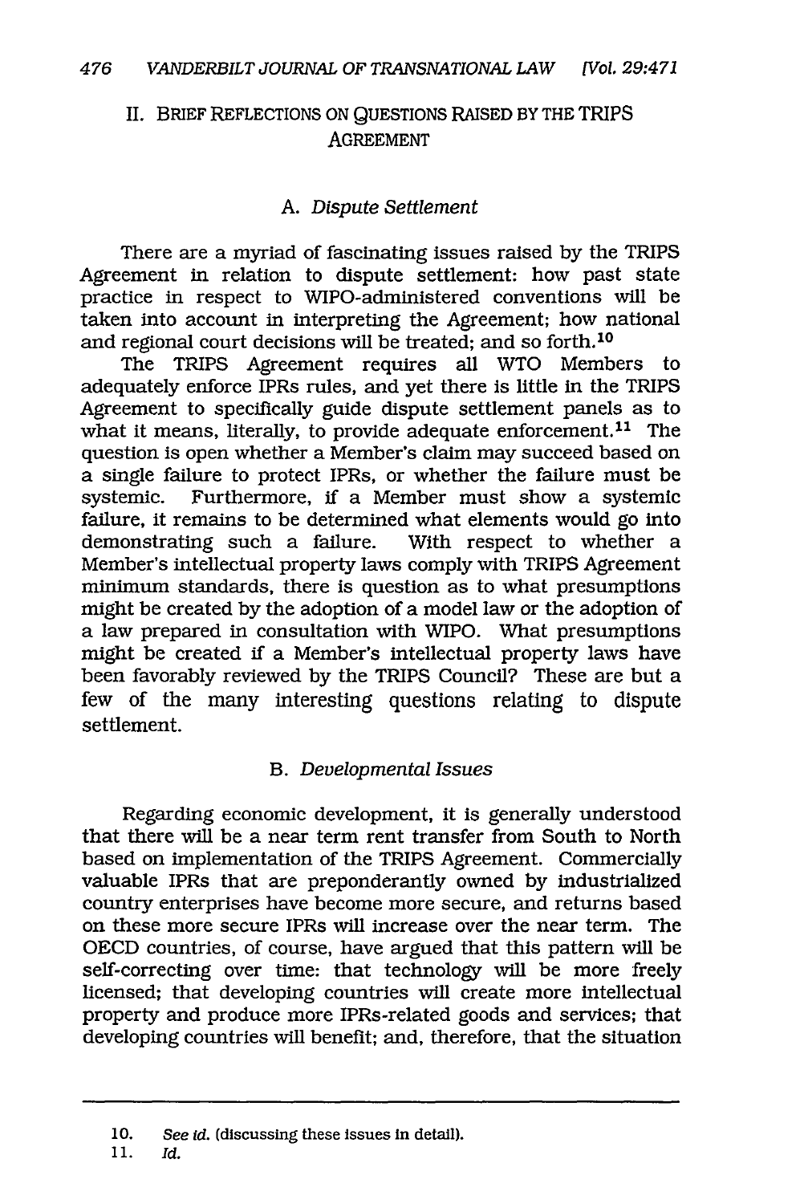## II. BRIEF REFLECTIONS ON QUESTIONS RAISED BY THE TRIPS AGREEMENT

### A. *Dispute Settlement*

There are a myriad of fascinating issues raised by the TRIPS Agreement in relation to dispute settlement: how past state practice in respect to WIPO-administered conventions will be taken into account in interpreting the Agreement; how national and regional court decisions will be treated; and so forth.[10]

The TRIPS Agreement requires all WTO Members to adequately enforce IPRs rules, and yet there is little in the TRIPS Agreement to specifically guide dispute settlement panels as to what it means, literally, to provide adequate enforcement.[11] The question is open whether a Member's claim may succeed based on a single failure to protect IPRs, or whether the failure must be systemic. Furthermore, if a Member must show a systemic failure, it remains to be determined what elements would go into demonstrating such a failure. With respect to whether a Member's intellectual property laws comply with TRIPS Agreement minimum standards, there is question as to what presumptions might be created by the adoption of a model law or the adoption of a law prepared in consultation with WIPO. What presumptions might be created if a Member's intellectual property laws have been favorably reviewed by the TRIPS Council? These are but a few of the many interesting questions relating to dispute settlement.

### B. *Developmental Issues*

Regarding economic development, it is generally understood that there will be a near term rent transfer from South to North based on implementation of the TRIPS Agreement. Commercially valuable IPRs that are preponderantly owned by industrialized country enterprises have become more secure, and returns based on these more secure IPRs will increase over the near term. The OECD countries, of course, have argued that this pattern will be self-correcting over time: that technology will be more freely licensed; that developing countries will create more intellectual property and produce more IPRs-related goods and services; that developing countries will benefit; and, therefore, that the situation

---

10. *See id.* (discussing these issues in detail).

11. *Id.*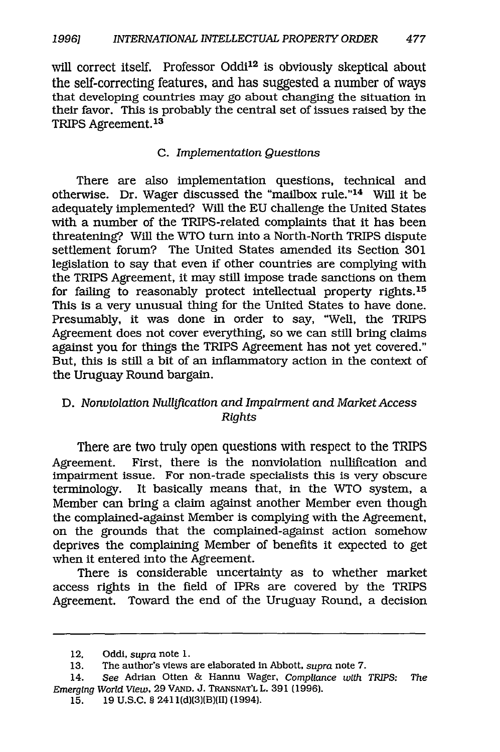will correct itself. Professor Oddi[12] is obviously skeptical about the self-correcting features, and has suggested a number of ways that developing countries may go about changing the situation in their favor. This is probably the central set of issues raised by the TRIPS Agreement.[13]

### C. *Implementation Questions*

There are also implementation questions, technical and otherwise. Dr. Wager discussed the "mailbox rule."[14] Will it be adequately implemented? Will the EU challenge the United States with a number of the TRIPS-related complaints that it has been threatening? Will the WTO turn into a North-North TRIPS dispute settlement forum? The United States amended its Section 301 legislation to say that even if other countries are complying with the TRIPS Agreement, it may still impose trade sanctions on them for failing to reasonably protect intellectual property rights.[15] This is a very unusual thing for the United States to have done. Presumably, it was done in order to say, "Well, the TRIPS Agreement does not cover everything, so we can still bring claims against you for things the TRIPS Agreement has not yet covered." But, this is still a bit of an inflammatory action in the context of the Uruguay Round bargain.

### D. *Nonviolation Nullification and Impairment and Market Access Rights*

There are two truly open questions with respect to the TRIPS Agreement. First, there is the nonviolation nullification and impairment issue. For non-trade specialists this is very obscure terminology. It basically means that, in the WTO system, a Member can bring a claim against another Member even though the complained-against Member is complying with the Agreement, on the grounds that the complained-against action somehow deprives the complaining Member of benefits it expected to get when it entered into the Agreement.

There is considerable uncertainty as to whether market access rights in the field of IPRs are covered by the TRIPS Agreement. Toward the end of the Uruguay Round, a decision

---

12. Oddi, *supra* note 1.

13. The author's views are elaborated in Abbott, *supra* note 7.

14. *See* Adrian Otten & Hannu Wager, *Compliance with TRIPS: The Emerging World View*, 29 VAND. J. TRANSNAT'L L. 391 (1996).

15. 19 U.S.C. § 2411(d)(3)(B)(II) (1994).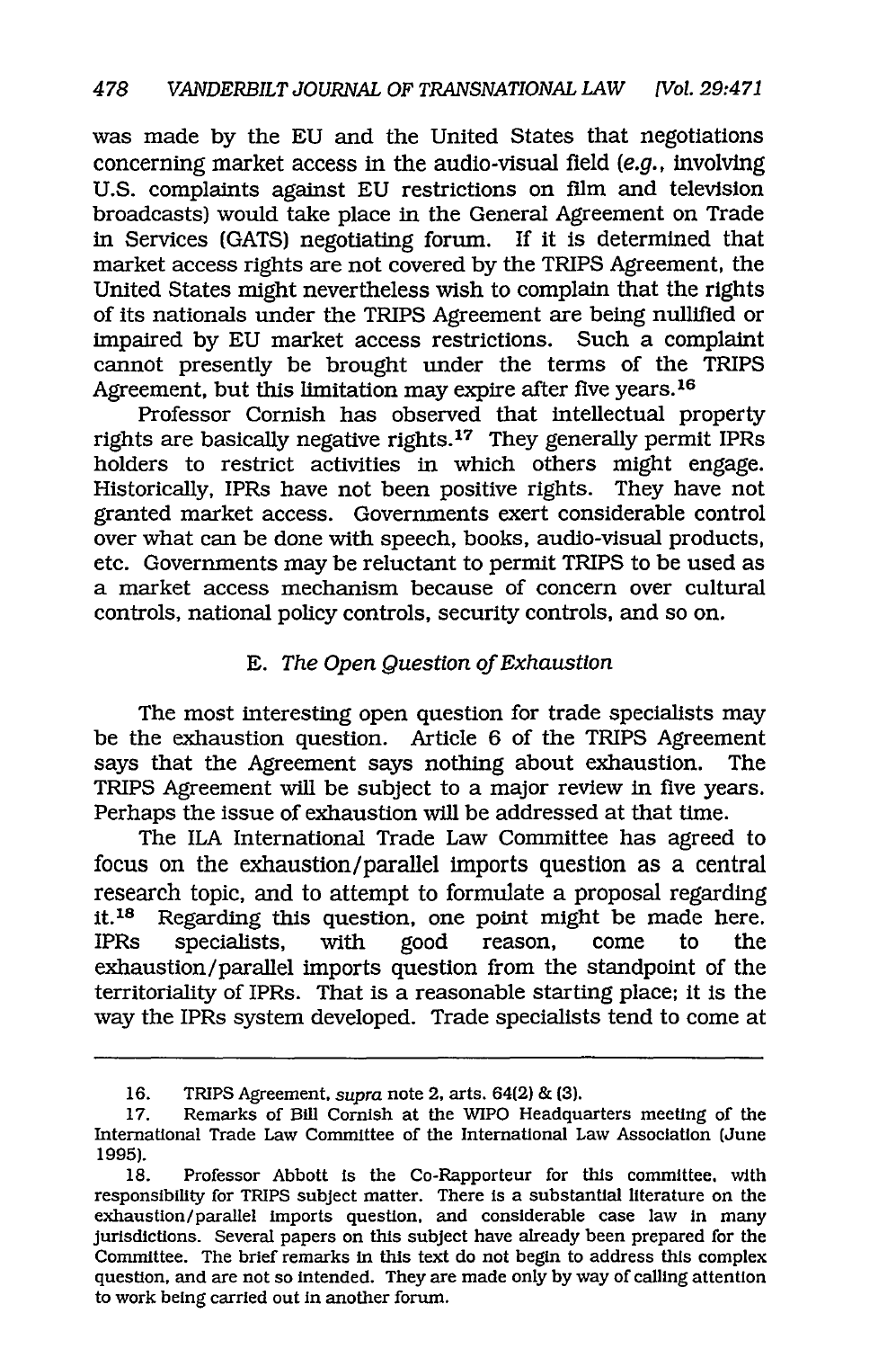was made by the EU and the United States that negotiations concerning market access in the audio-visual field (*e.g.*, involving U.S. complaints against EU restrictions on film and television broadcasts) would take place in the General Agreement on Trade in Services (GATS) negotiating forum. If it is determined that market access rights are not covered by the TRIPS Agreement, the United States might nevertheless wish to complain that the rights of its nationals under the TRIPS Agreement are being nullified or impaired by EU market access restrictions. Such a complaint cannot presently be brought under the terms of the TRIPS Agreement, but this limitation may expire after five years.[16]

Professor Cornish has observed that intellectual property rights are basically negative rights.[17] They generally permit IPRs holders to restrict activities in which others might engage. Historically, IPRs have not been positive rights. They have not granted market access. Governments exert considerable control over what can be done with speech, books, audio-visual products, etc. Governments may be reluctant to permit TRIPS to be used as a market access mechanism because of concern over cultural controls, national policy controls, security controls, and so on.

### E. *The Open Question of Exhaustion*

The most interesting open question for trade specialists may be the exhaustion question. Article 6 of the TRIPS Agreement says that the Agreement says nothing about exhaustion. The TRIPS Agreement will be subject to a major review in five years. Perhaps the issue of exhaustion will be addressed at that time.

The ILA International Trade Law Committee has agreed to focus on the exhaustion/parallel imports question as a central research topic, and to attempt to formulate a proposal regarding it.[18] Regarding this question, one point might be made here. IPRs specialists, with good reason, come to the exhaustion/parallel imports question from the standpoint of the territoriality of IPRs. That is a reasonable starting place; it is the way the IPRs system developed. Trade specialists tend to come at

---

16. TRIPS Agreement, *supra* note 2, arts. 64(2) & (3).

17. Remarks of Bill Cornish at the WIPO Headquarters meeting of the International Trade Law Committee of the International Law Association (June 1995).

18. Professor Abbott is the Co-Rapporteur for this committee, with responsibility for TRIPS subject matter. There is a substantial literature on the exhaustion/parallel imports question, and considerable case law in many jurisdictions. Several papers on this subject have already been prepared for the Committee. The brief remarks in this text do not begin to address this complex question, and are not so intended. They are made only by way of calling attention to work being carried out in another forum.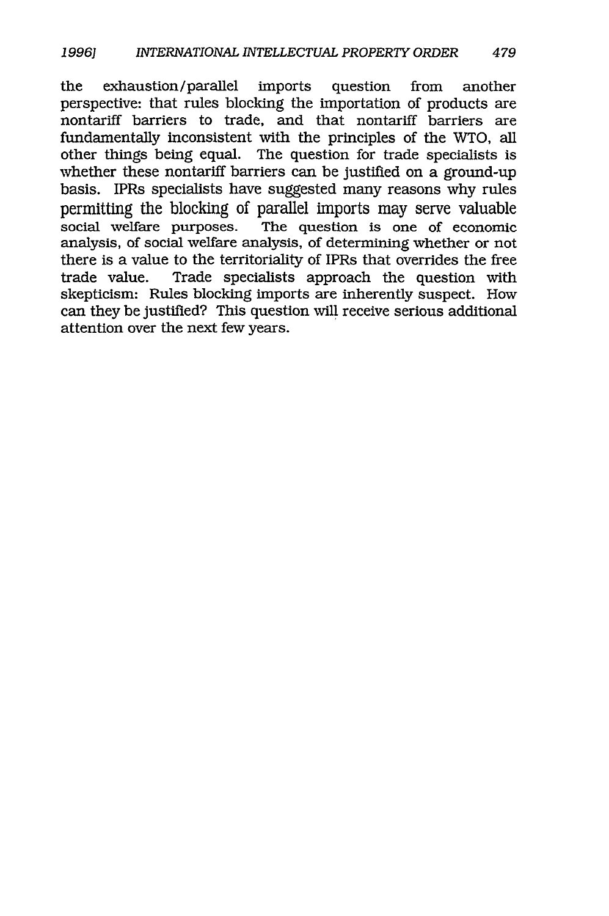the exhaustion/parallel imports question from another perspective: that rules blocking the importation of products are nontariff barriers to trade, and that nontariff barriers are fundamentally inconsistent with the principles of the WTO, all other things being equal. The question for trade specialists is whether these nontariff barriers can be justified on a ground-up basis. IPRs specialists have suggested many reasons why rules permitting the blocking of parallel imports may serve valuable social welfare purposes. The question is one of economic analysis, of social welfare analysis, of determining whether or not there is a value to the territoriality of IPRs that overrides the free trade value. Trade specialists approach the question with skepticism: Rules blocking imports are inherently suspect. How can they be justified? This question will receive serious additional attention over the next few years.